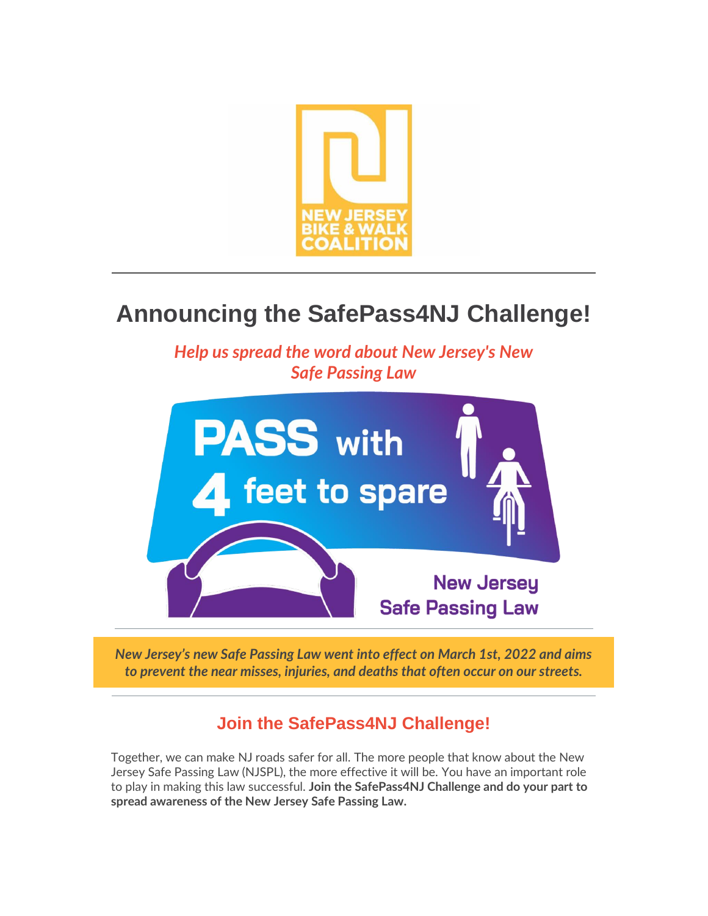# Announcing the SafePass4NJ Challenge!

*Help us spread the word about New Jersey's New Safe Passing Law*

***New Jersey's new Safe Passing Law went into effect on March 1st, 2022 and aims to prevent the near misses, injuries, and deaths that often occur on our streets.***

---

## Join the SafePass4NJ Challenge!

Together, we can make NJ roads safer for all. The more people that know about the New Jersey Safe Passing Law (NJSPL), the more effective it will be. You have an important role to play in making this law successful. **Join the SafePass4NJ Challenge and do your part to spread awareness of the New Jersey Safe Passing Law.**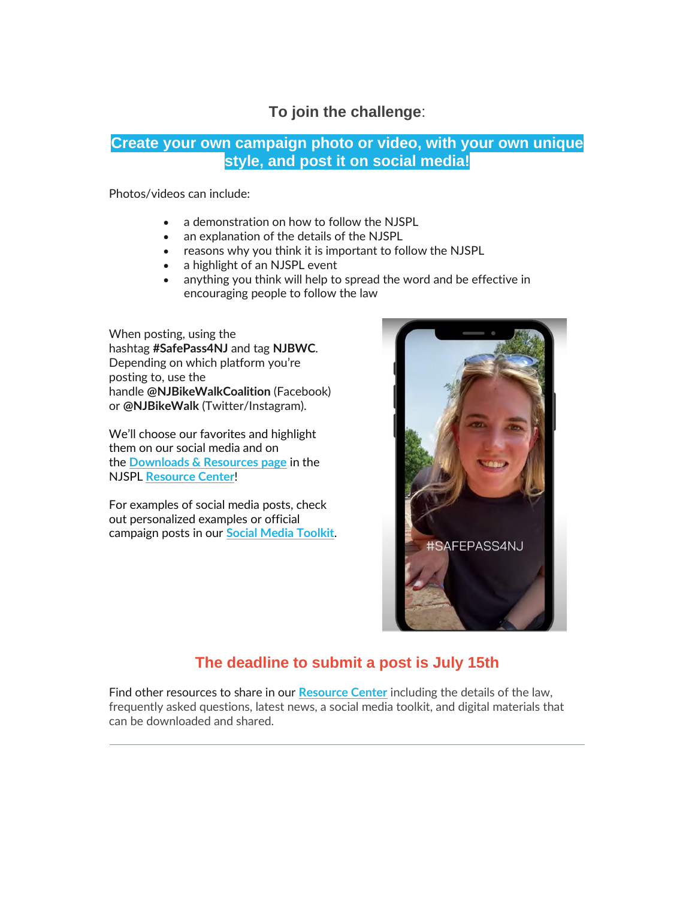## To join the challenge:

### Create your own campaign photo or video, with your own unique style, and post it on social media!

Photos/videos can include:

- a demonstration on how to follow the NJSPL
- an explanation of the details of the NJSPL
- reasons why you think it is important to follow the NJSPL
- a highlight of an NJSPL event
- anything you think will help to spread the word and be effective in encouraging people to follow the law

When posting, using the hashtag **#SafePass4NJ** and tag **NJBWC**. Depending on which platform you're posting to, use the handle **@NJBikeWalkCoalition** (Facebook) or **@NJBikeWalk** (Twitter/Instagram).

We'll choose our favorites and highlight them on our social media and on the Downloads & Resources page in the NJSPL Resource Center!

For examples of social media posts, check out personalized examples or official campaign posts in our Social Media Toolkit.

## The deadline to submit a post is July 15th

Find other resources to share in our Resource Center including the details of the law, frequently asked questions, latest news, a social media toolkit, and digital materials that can be downloaded and shared.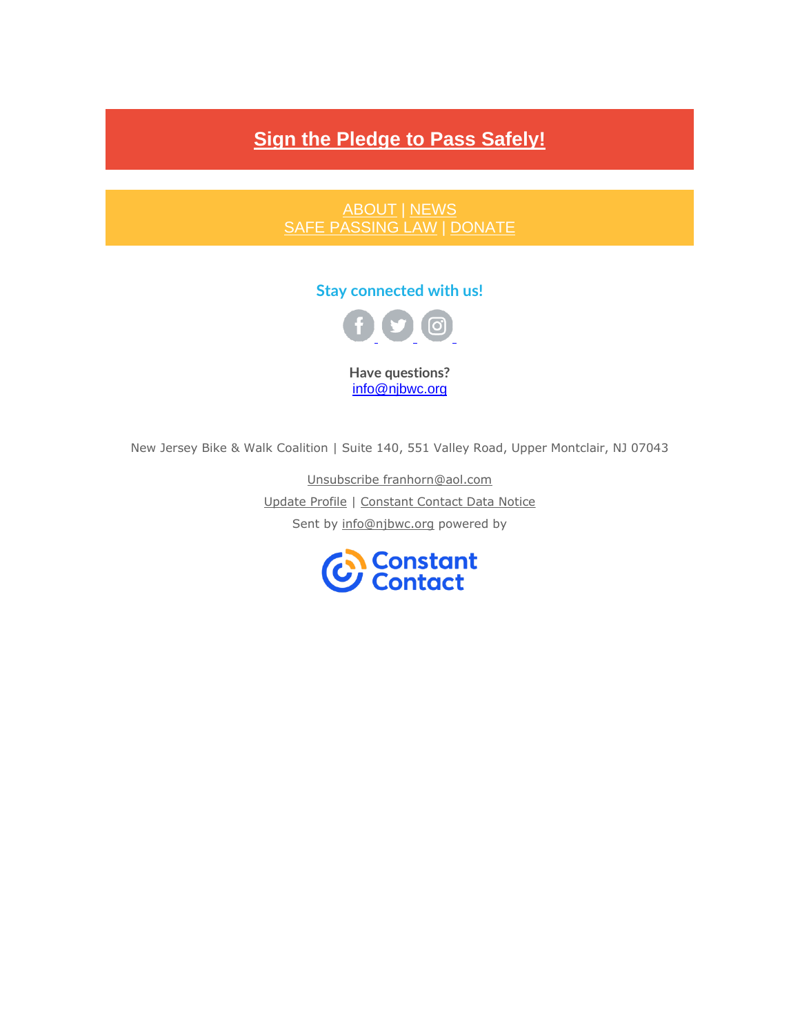**Sign the Pledge to Pass Safely!**

ABOUT | NEWS
SAFE PASSING LAW | DONATE

**Stay connected with us!**

**Have questions?**
info@njbwc.org

New Jersey Bike & Walk Coalition | Suite 140, 551 Valley Road, Upper Montclair, NJ 07043

Unsubscribe franhorn@aol.com

Update Profile | Constant Contact Data Notice

Sent by info@njbwc.org powered by

Constant Contact